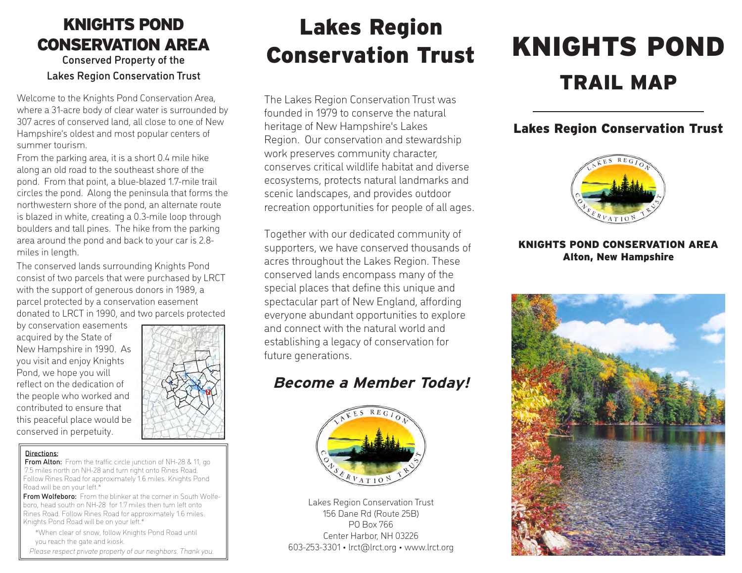# KNIGHTS POND CONSERVATION AREA

Conserved Property of the
Lakes Region Conservation Trust

Welcome to the Knights Pond Conservation Area, where a 31-acre body of clear water is surrounded by 307 acres of conserved land, all close to one of New Hampshire's oldest and most popular centers of summer tourism.

From the parking area, it is a short 0.4 mile hike along an old road to the southeast shore of the pond. From that point, a blue-blazed 1.7-mile trail circles the pond. Along the peninsula that forms the northwestern shore of the pond, an alternate route is blazed in white, creating a 0.3-mile loop through boulders and tall pines. The hike from the parking area around the pond and back to your car is 2.8-miles in length.

The conserved lands surrounding Knights Pond consist of two parcels that were purchased by LRCT with the support of generous donors in 1989, a parcel protected by a conservation easement donated to LRCT in 1990, and two parcels protected by conservation easements acquired by the State of New Hampshire in 1990. As you visit and enjoy Knights Pond, we hope you will reflect on the dedication of the people who worked and contributed to ensure that this peaceful place would be conserved in perpetuity.

**Directions:**

**From Alton:** From the traffic circle junction of NH-28 & 11, go 7.5 miles north on NH-28 and turn right onto Rines Road. Follow Rines Road for approximately 1.6 miles. Knights Pond Road will be on your left.*

**From Wolfeboro:** From the blinker at the corner in South Wolfeboro, head south on NH-28 for 1.7 miles then turn left onto Rines Road. Follow Rines Road for approximately 1.6 miles. Knights Pond Road will be on your left.*

*When clear of snow, follow Knights Pond Road until you reach the gate and kiosk.

*Please respect private property of our neighbors. Thank you.*

# Lakes Region Conservation Trust

The Lakes Region Conservation Trust was founded in 1979 to conserve the natural heritage of New Hampshire's Lakes Region. Our conservation and stewardship work preserves community character, conserves critical wildlife habitat and diverse ecosystems, protects natural landmarks and scenic landscapes, and provides outdoor recreation opportunities for people of all ages.

Together with our dedicated community of supporters, we have conserved thousands of acres throughout the Lakes Region. These conserved lands encompass many of the special places that define this unique and spectacular part of New England, affording everyone abundant opportunities to explore and connect with the natural world and establishing a legacy of conservation for future generations.

## *Become a Member Today!*

Lakes Region Conservation Trust
156 Dane Rd (Route 25B)
PO Box 766
Center Harbor, NH 03226
603-253-3301 • lrct@lrct.org • www.lrct.org

# KNIGHTS POND

## TRAIL MAP

### Lakes Region Conservation Trust

**KNIGHTS POND CONSERVATION AREA**
**Alton, New Hampshire**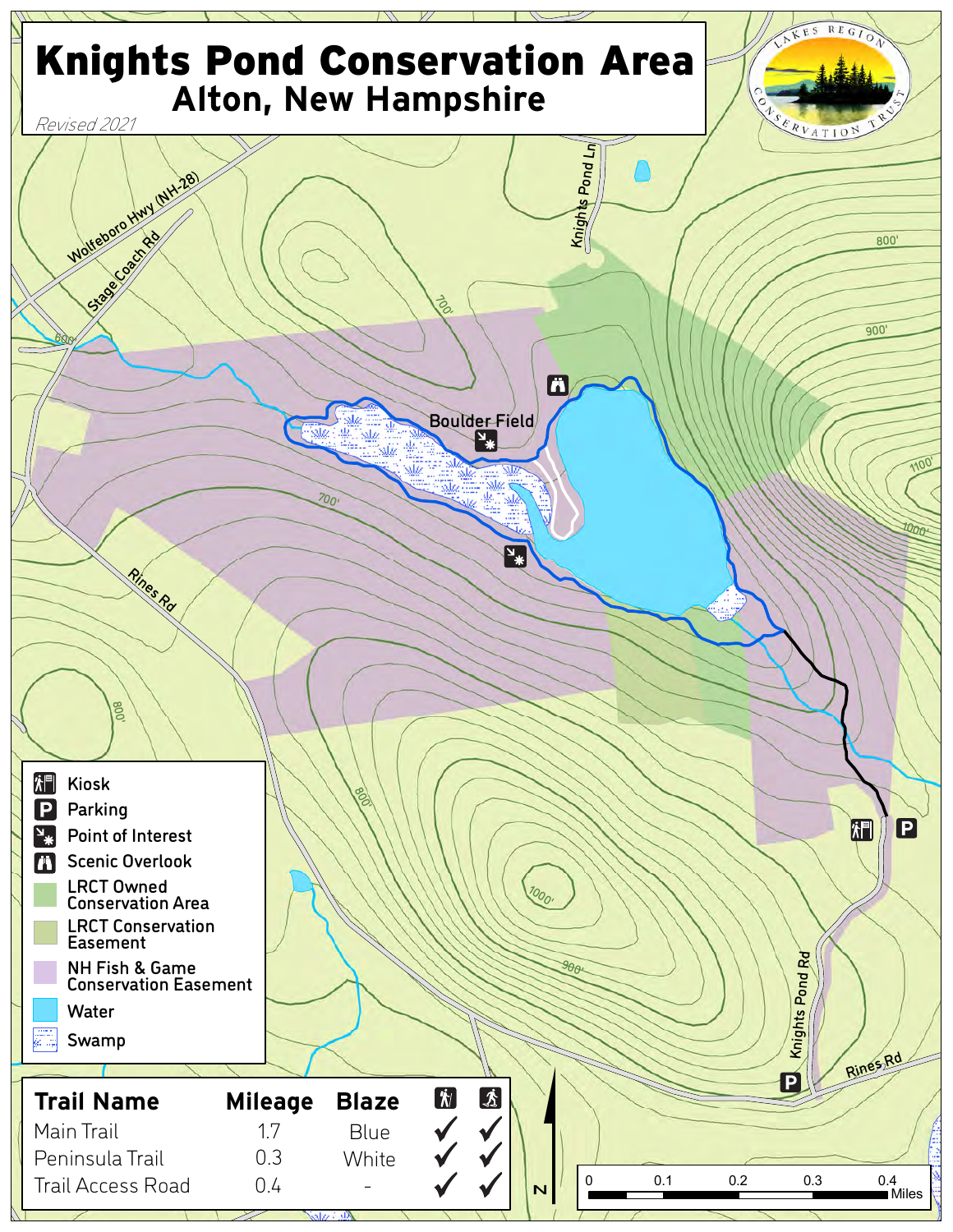# Knights Pond Conservation Area

## Alton, New Hampshire

*Revised 2021*

LAKES REGION CONSERVATION TRUST

Wolfeboro Hwy (NH-28)

Stage Coach Rd

Knights Pond Ln

Rines Rd

Knights Pond Rd

Boulder Field

600'
700'
800'
900'
1000'
1100'

Kiosk
Parking
Point of Interest
Scenic Overlook
LRCT Owned Conservation Area
LRCT Conservation Easement
NH Fish & Game Conservation Easement
Water
Swamp

| Trail Name | Mileage | Blaze | Hiking | Snowshoeing |
|---|---|---|---|---|
| Main Trail | 1.7 | Blue | ✓ | ✓ |
| Peninsula Trail | 0.3 | White | ✓ | ✓ |
| Trail Access Road | 0.4 | - | ✓ | ✓ |

N

0 0.1 0.2 0.3 0.4 Miles